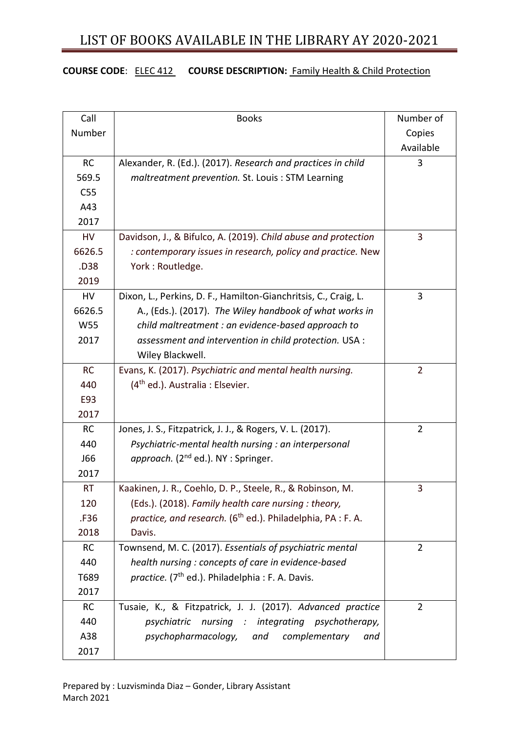# LIST OF BOOKS AVAILABLE IN THE LIBRARY AY 2020-2021

**COURSE CODE**: ELEC 412 **COURSE DESCRIPTION:** Family Health & Child Protection

| Call Number | Books | Number of Copies Available |
|---|---|---|
| RC 569.5 C55 A43 2017 | Alexander, R. (Ed.). (2017). *Research and practices in child maltreatment prevention.* St. Louis : STM Learning | 3 |
| HV 6626.5 .D38 2019 | Davidson, J., & Bifulco, A. (2019). *Child abuse and protection : contemporary issues in research, policy and practice.* New York : Routledge. | 3 |
| HV 6626.5 W55 2017 | Dixon, L., Perkins, D. F., Hamilton-Gianchritsis, C., Craig, L. A., (Eds.). (2017). *The Wiley handbook of what works in child maltreatment : an evidence-based approach to assessment and intervention in child protection.* USA : Wiley Blackwell. | 3 |
| RC 440 E93 2017 | Evans, K. (2017). *Psychiatric and mental health nursing.* (4th ed.). Australia : Elsevier. | 2 |
| RC 440 J66 2017 | Jones, J. S., Fitzpatrick, J. J., & Rogers, V. L. (2017). *Psychiatric-mental health nursing : an interpersonal approach.* (2nd ed.). NY : Springer. | 2 |
| RT 120 .F36 2018 | Kaakinen, J. R., Coehlo, D. P., Steele, R., & Robinson, M. (Eds.). (2018). *Family health care nursing : theory, practice, and research.* (6th ed.). Philadelphia, PA : F. A. Davis. | 3 |
| RC 440 T689 2017 | Townsend, M. C. (2017). *Essentials of psychiatric mental health nursing : concepts of care in evidence-based practice.* (7th ed.). Philadelphia : F. A. Davis. | 2 |
| RC 440 A38 2017 | Tusaie, K., & Fitzpatrick, J. J. (2017). *Advanced practice psychiatric nursing : integrating psychotherapy, psychopharmacology, and complementary and* | 2 |

Prepared by : Luzvisminda Diaz – Gonder, Library Assistant
March 2021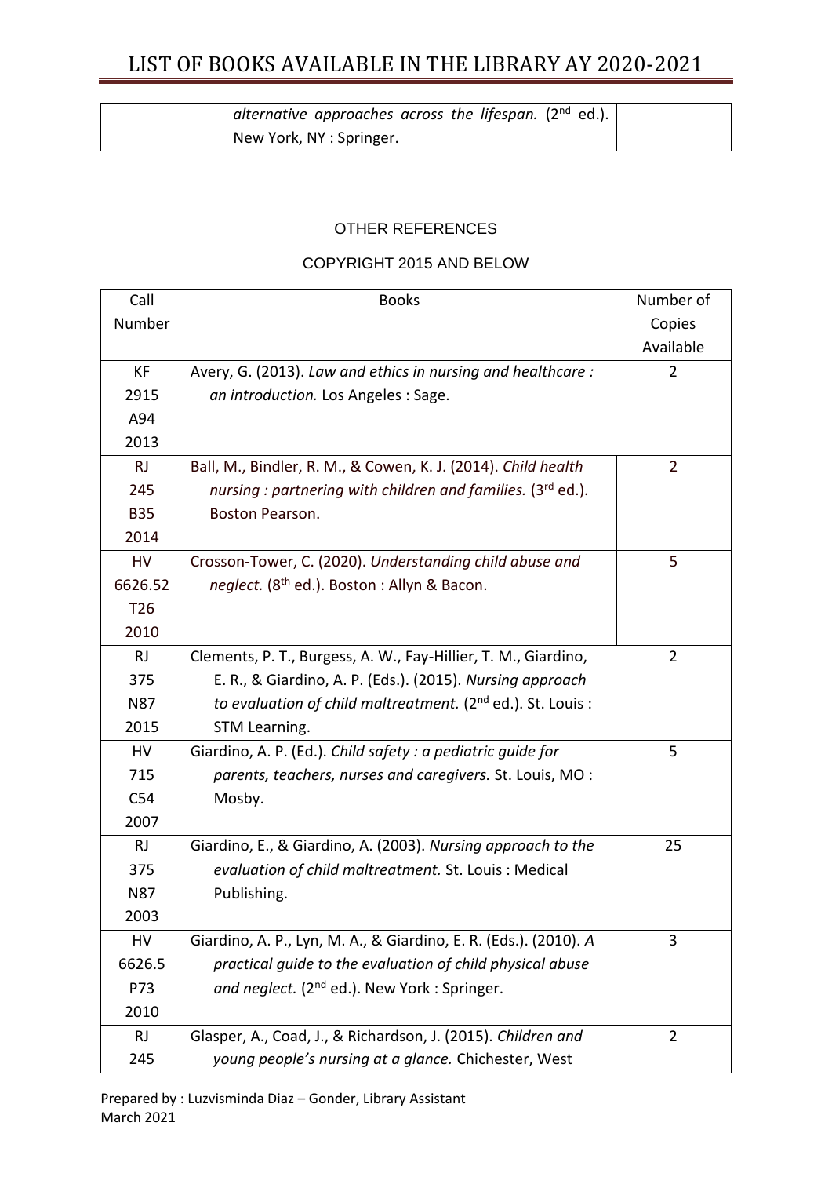| | | |
|---|---|---|
| | *alternative approaches across the lifespan.* (2nd ed.). New York, NY : Springer. | |

OTHER REFERENCES

COPYRIGHT 2015 AND BELOW

| Call Number | Books | Number of Copies Available |
|---|---|---|
| KF 2915 A94 2013 | Avery, G. (2013). *Law and ethics in nursing and healthcare : an introduction.* Los Angeles : Sage. | 2 |
| RJ 245 B35 2014 | Ball, M., Bindler, R. M., & Cowen, K. J. (2014). *Child health nursing : partnering with children and families.* (3rd ed.). Boston Pearson. | 2 |
| HV 6626.52 T26 2010 | Crosson-Tower, C. (2020). *Understanding child abuse and neglect.* (8th ed.). Boston : Allyn & Bacon. | 5 |
| RJ 375 N87 2015 | Clements, P. T., Burgess, A. W., Fay-Hillier, T. M., Giardino, E. R., & Giardino, A. P. (Eds.). (2015). *Nursing approach to evaluation of child maltreatment.* (2nd ed.). St. Louis : STM Learning. | 2 |
| HV 715 C54 2007 | Giardino, A. P. (Ed.). *Child safety : a pediatric guide for parents, teachers, nurses and caregivers.* St. Louis, MO : Mosby. | 5 |
| RJ 375 N87 2003 | Giardino, E., & Giardino, A. (2003). *Nursing approach to the evaluation of child maltreatment.* St. Louis : Medical Publishing. | 25 |
| HV 6626.5 P73 2010 | Giardino, A. P., Lyn, M. A., & Giardino, E. R. (Eds.). (2010). *A practical guide to the evaluation of child physical abuse and neglect.* (2nd ed.). New York : Springer. | 3 |
| RJ 245 | Glasper, A., Coad, J., & Richardson, J. (2015). *Children and young people's nursing at a glance.* Chichester, West | 2 |

Prepared by : Luzvisminda Diaz – Gonder, Library Assistant
March 2021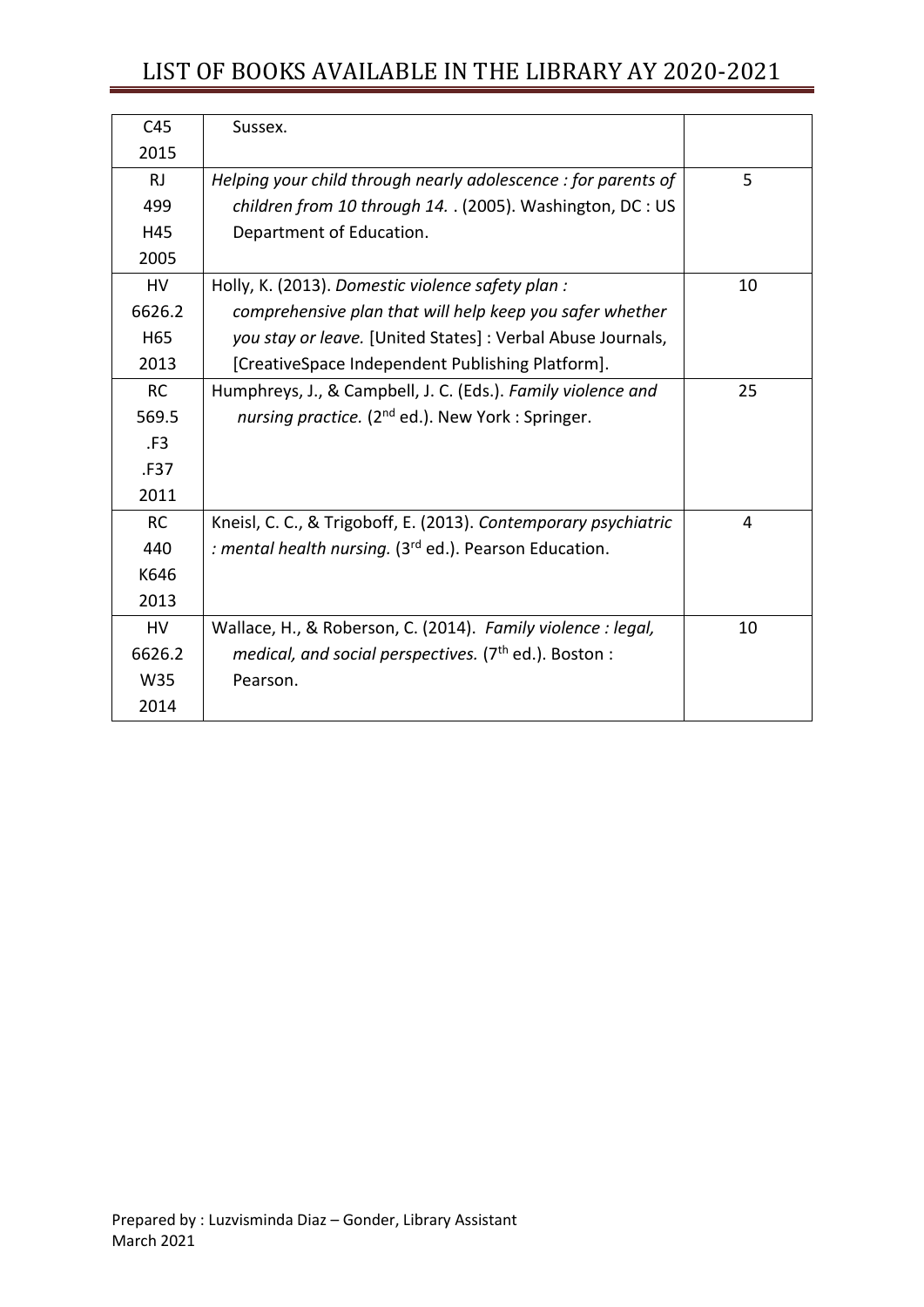| | | |
|---|---|---|
| C45 2015 | Sussex. | |
| RJ 499 H45 2005 | *Helping your child through nearly adolescence : for parents of children from 10 through 14.* . (2005). Washington, DC : US Department of Education. | 5 |
| HV 6626.2 H65 2013 | Holly, K. (2013). *Domestic violence safety plan : comprehensive plan that will help keep you safer whether you stay or leave.* [United States] : Verbal Abuse Journals, [CreativeSpace Independent Publishing Platform]. | 10 |
| RC 569.5 .F3 .F37 2011 | Humphreys, J., & Campbell, J. C. (Eds.). *Family violence and nursing practice.* (2nd ed.). New York : Springer. | 25 |
| RC 440 K646 2013 | Kneisl, C. C., & Trigoboff, E. (2013). *Contemporary psychiatric : mental health nursing.* (3rd ed.). Pearson Education. | 4 |
| HV 6626.2 W35 2014 | Wallace, H., & Roberson, C. (2014). *Family violence : legal, medical, and social perspectives.* (7th ed.). Boston : Pearson. | 10 |

Prepared by : Luzvisminda Diaz – Gonder, Library Assistant
March 2021